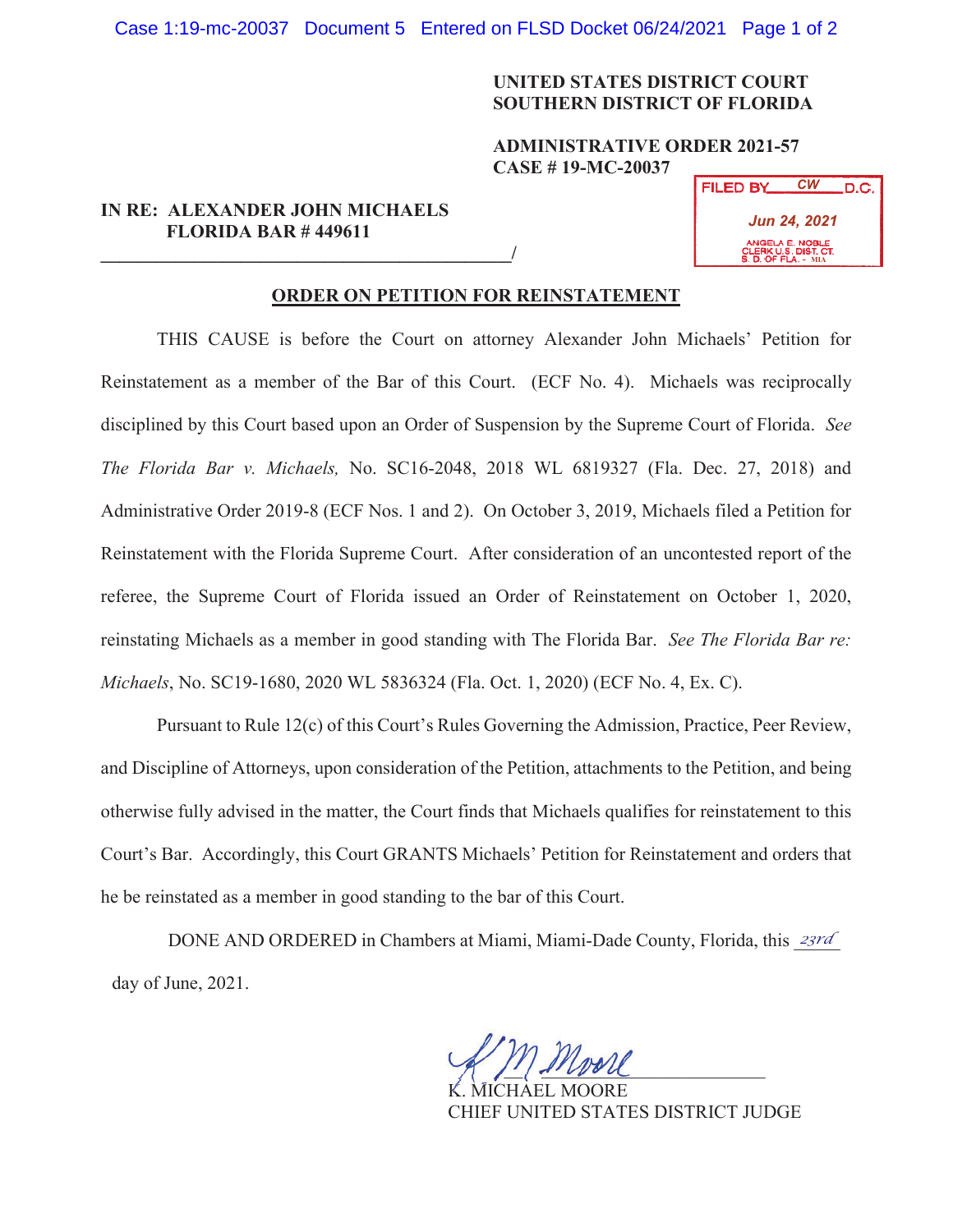**UNITED STATES DISTRICT COURT**
**SOUTHERN DISTRICT OF FLORIDA**

**ADMINISTRATIVE ORDER 2021-57**
**CASE # 19-MC-20037**

FILED BY CW D.C.
Jun 24, 2021
ANGELA E. NOBLE
CLERK U.S. DIST. CT.
S. D. OF FLA. - MIA

**IN RE: ALEXANDER JOHN MICHAELS**
**FLORIDA BAR # 449611**
_____________________________________________/

## ORDER ON PETITION FOR REINSTATEMENT

THIS CAUSE is before the Court on attorney Alexander John Michaels' Petition for Reinstatement as a member of the Bar of this Court. (ECF No. 4). Michaels was reciprocally disciplined by this Court based upon an Order of Suspension by the Supreme Court of Florida. *See The Florida Bar v. Michaels,* No. SC16-2048, 2018 WL 6819327 (Fla. Dec. 27, 2018) and Administrative Order 2019-8 (ECF Nos. 1 and 2). On October 3, 2019, Michaels filed a Petition for Reinstatement with the Florida Supreme Court. After consideration of an uncontested report of the referee, the Supreme Court of Florida issued an Order of Reinstatement on October 1, 2020, reinstating Michaels as a member in good standing with The Florida Bar. *See The Florida Bar re: Michaels*, No. SC19-1680, 2020 WL 5836324 (Fla. Oct. 1, 2020) (ECF No. 4, Ex. C).

Pursuant to Rule 12(c) of this Court's Rules Governing the Admission, Practice, Peer Review, and Discipline of Attorneys, upon consideration of the Petition, attachments to the Petition, and being otherwise fully advised in the matter, the Court finds that Michaels qualifies for reinstatement to this Court's Bar. Accordingly, this Court GRANTS Michaels' Petition for Reinstatement and orders that he be reinstated as a member in good standing to the bar of this Court.

DONE AND ORDERED in Chambers at Miami, Miami-Dade County, Florida, this 23rd day of June, 2021.

K. MICHAEL MOORE
CHIEF UNITED STATES DISTRICT JUDGE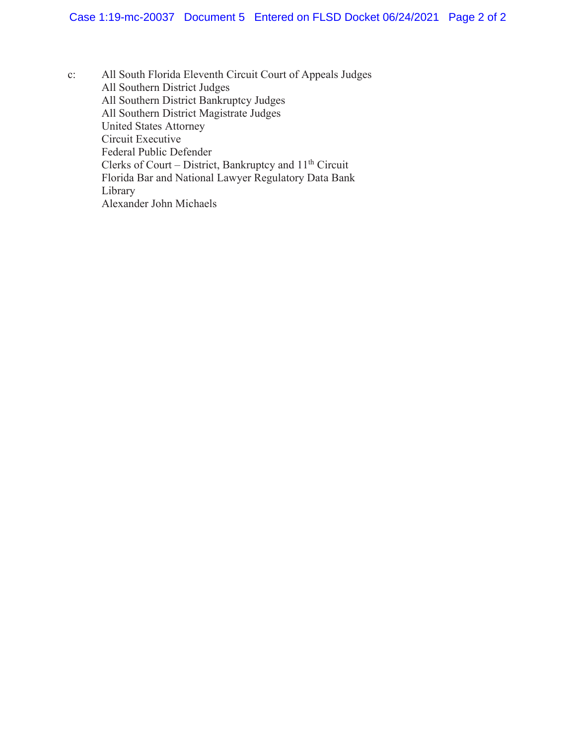c: All South Florida Eleventh Circuit Court of Appeals Judges
All Southern District Judges
All Southern District Bankruptcy Judges
All Southern District Magistrate Judges
United States Attorney
Circuit Executive
Federal Public Defender
Clerks of Court – District, Bankruptcy and 11th Circuit
Florida Bar and National Lawyer Regulatory Data Bank
Library
Alexander John Michaels